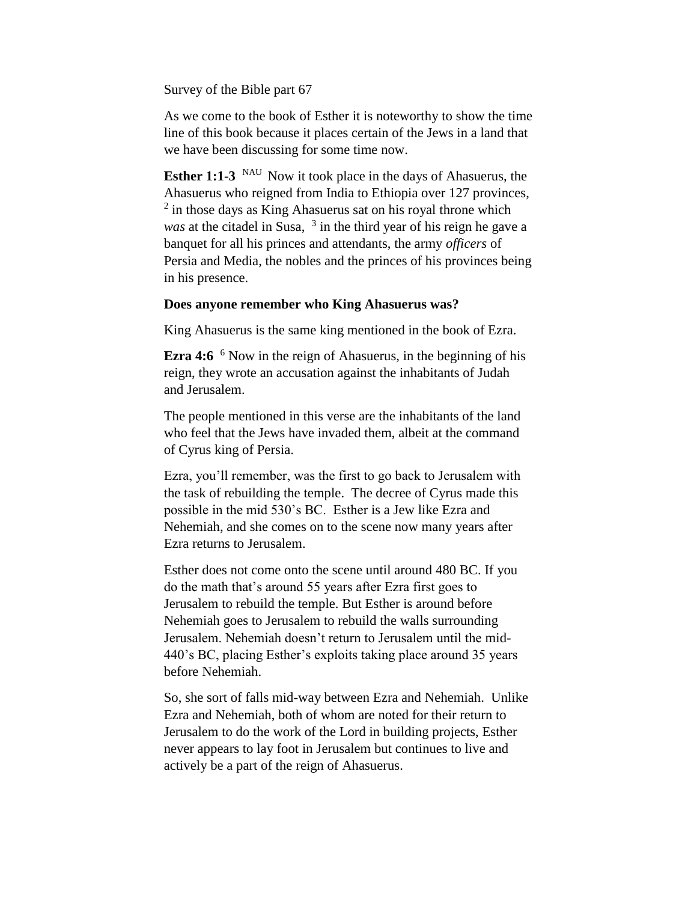Survey of the Bible part 67

As we come to the book of Esther it is noteworthy to show the time line of this book because it places certain of the Jews in a land that we have been discussing for some time now.

**Esther 1:1-3** NAU Now it took place in the days of Ahasuerus, the Ahasuerus who reigned from India to Ethiopia over 127 provinces, [2] in those days as King Ahasuerus sat on his royal throne which *was* at the citadel in Susa, [3] in the third year of his reign he gave a banquet for all his princes and attendants, the army *officers* of Persia and Media, the nobles and the princes of his provinces being in his presence.

**Does anyone remember who King Ahasuerus was?**

King Ahasuerus is the same king mentioned in the book of Ezra.

**Ezra 4:6** [6] Now in the reign of Ahasuerus, in the beginning of his reign, they wrote an accusation against the inhabitants of Judah and Jerusalem.

The people mentioned in this verse are the inhabitants of the land who feel that the Jews have invaded them, albeit at the command of Cyrus king of Persia.

Ezra, you'll remember, was the first to go back to Jerusalem with the task of rebuilding the temple. The decree of Cyrus made this possible in the mid 530's BC. Esther is a Jew like Ezra and Nehemiah, and she comes on to the scene now many years after Ezra returns to Jerusalem.

Esther does not come onto the scene until around 480 BC. If you do the math that's around 55 years after Ezra first goes to Jerusalem to rebuild the temple. But Esther is around before Nehemiah goes to Jerusalem to rebuild the walls surrounding Jerusalem. Nehemiah doesn't return to Jerusalem until the mid-440's BC, placing Esther's exploits taking place around 35 years before Nehemiah.

So, she sort of falls mid-way between Ezra and Nehemiah. Unlike Ezra and Nehemiah, both of whom are noted for their return to Jerusalem to do the work of the Lord in building projects, Esther never appears to lay foot in Jerusalem but continues to live and actively be a part of the reign of Ahasuerus.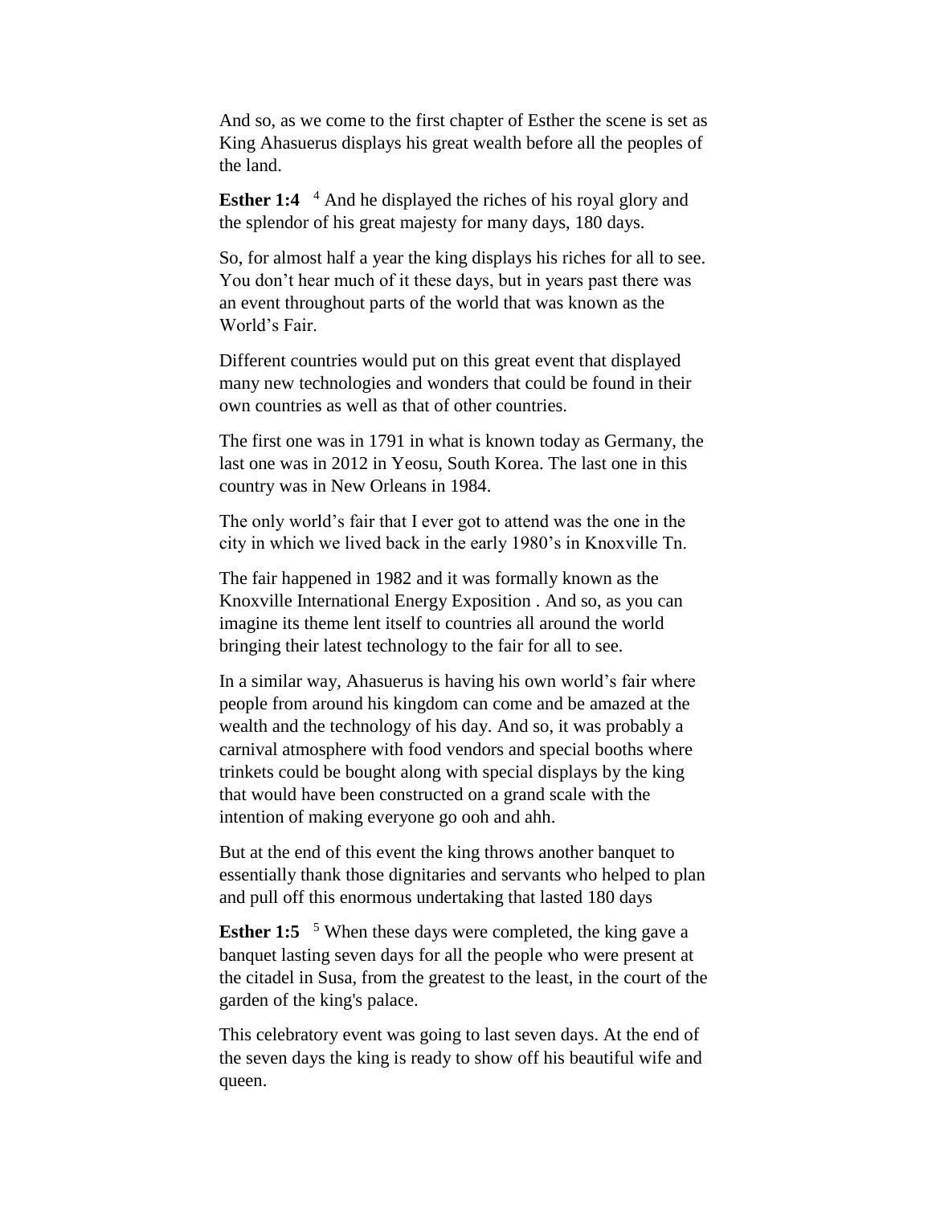And so, as we come to the first chapter of Esther the scene is set as King Ahasuerus displays his great wealth before all the peoples of the land.

**Esther 1:4** [4] And he displayed the riches of his royal glory and the splendor of his great majesty for many days, 180 days.

So, for almost half a year the king displays his riches for all to see. You don't hear much of it these days, but in years past there was an event throughout parts of the world that was known as the World's Fair.

Different countries would put on this great event that displayed many new technologies and wonders that could be found in their own countries as well as that of other countries.

The first one was in 1791 in what is known today as Germany, the last one was in 2012 in Yeosu, South Korea. The last one in this country was in New Orleans in 1984.

The only world's fair that I ever got to attend was the one in the city in which we lived back in the early 1980's in Knoxville Tn.

The fair happened in 1982 and it was formally known as the Knoxville International Energy Exposition . And so, as you can imagine its theme lent itself to countries all around the world bringing their latest technology to the fair for all to see.

In a similar way, Ahasuerus is having his own world's fair where people from around his kingdom can come and be amazed at the wealth and the technology of his day. And so, it was probably a carnival atmosphere with food vendors and special booths where trinkets could be bought along with special displays by the king that would have been constructed on a grand scale with the intention of making everyone go ooh and ahh.

But at the end of this event the king throws another banquet to essentially thank those dignitaries and servants who helped to plan and pull off this enormous undertaking that lasted 180 days

**Esther 1:5** [5] When these days were completed, the king gave a banquet lasting seven days for all the people who were present at the citadel in Susa, from the greatest to the least, in the court of the garden of the king's palace.

This celebratory event was going to last seven days. At the end of the seven days the king is ready to show off his beautiful wife and queen.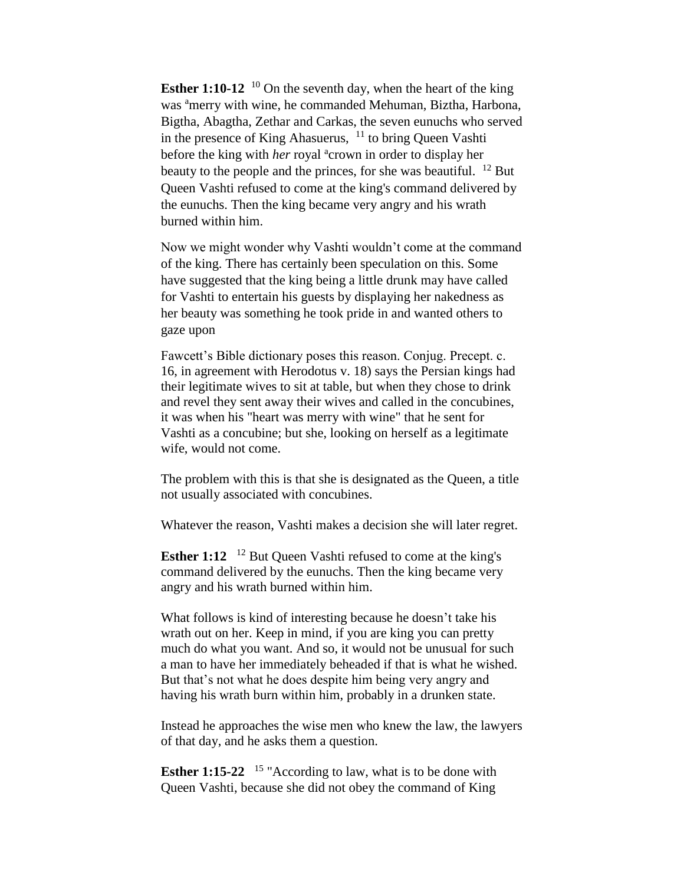**Esther 1:10-12** [10] On the seventh day, when the heart of the king was [a]merry with wine, he commanded Mehuman, Biztha, Harbona, Bigtha, Abagtha, Zethar and Carkas, the seven eunuchs who served in the presence of King Ahasuerus, [11] to bring Queen Vashti before the king with *her* royal [a]crown in order to display her beauty to the people and the princes, for she was beautiful. [12] But Queen Vashti refused to come at the king's command delivered by the eunuchs. Then the king became very angry and his wrath burned within him.

Now we might wonder why Vashti wouldn't come at the command of the king. There has certainly been speculation on this. Some have suggested that the king being a little drunk may have called for Vashti to entertain his guests by displaying her nakedness as her beauty was something he took pride in and wanted others to gaze upon

Fawcett's Bible dictionary poses this reason. Conjug. Precept. c. 16, in agreement with Herodotus v. 18) says the Persian kings had their legitimate wives to sit at table, but when they chose to drink and revel they sent away their wives and called in the concubines, it was when his "heart was merry with wine" that he sent for Vashti as a concubine; but she, looking on herself as a legitimate wife, would not come.

The problem with this is that she is designated as the Queen, a title not usually associated with concubines.

Whatever the reason, Vashti makes a decision she will later regret.

**Esther 1:12** [12] But Queen Vashti refused to come at the king's command delivered by the eunuchs. Then the king became very angry and his wrath burned within him.

What follows is kind of interesting because he doesn't take his wrath out on her. Keep in mind, if you are king you can pretty much do what you want. And so, it would not be unusual for such a man to have her immediately beheaded if that is what he wished. But that's not what he does despite him being very angry and having his wrath burn within him, probably in a drunken state.

Instead he approaches the wise men who knew the law, the lawyers of that day, and he asks them a question.

**Esther 1:15-22** [15] "According to law, what is to be done with Queen Vashti, because she did not obey the command of King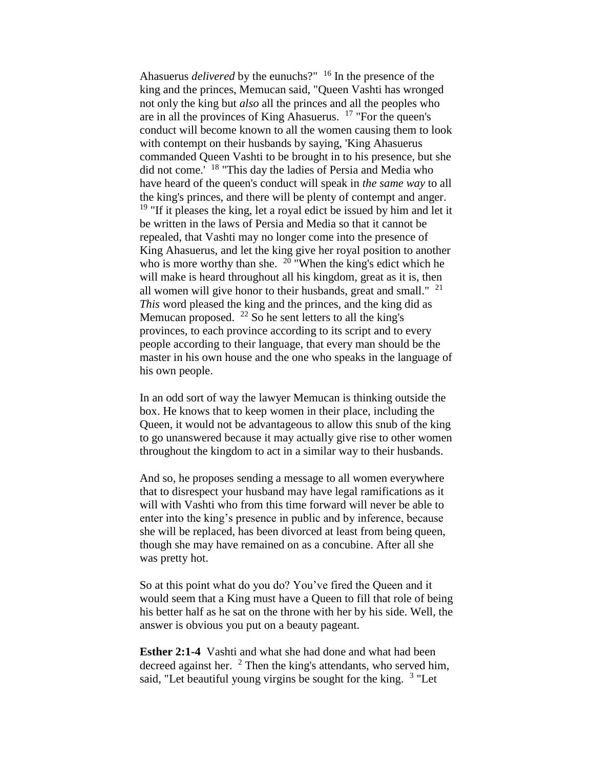Ahasuerus *delivered* by the eunuchs?" [16] In the presence of the king and the princes, Memucan said, "Queen Vashti has wronged not only the king but *also* all the princes and all the peoples who are in all the provinces of King Ahasuerus. [17] "For the queen's conduct will become known to all the women causing them to look with contempt on their husbands by saying, 'King Ahasuerus commanded Queen Vashti to be brought in to his presence, but she did not come.' [18] "This day the ladies of Persia and Media who have heard of the queen's conduct will speak in *the same way* to all the king's princes, and there will be plenty of contempt and anger. [19] "If it pleases the king, let a royal edict be issued by him and let it be written in the laws of Persia and Media so that it cannot be repealed, that Vashti may no longer come into the presence of King Ahasuerus, and let the king give her royal position to another who is more worthy than she. [20] "When the king's edict which he will make is heard throughout all his kingdom, great as it is, then all women will give honor to their husbands, great and small." [21] *This* word pleased the king and the princes, and the king did as Memucan proposed. [22] So he sent letters to all the king's provinces, to each province according to its script and to every people according to their language, that every man should be the master in his own house and the one who speaks in the language of his own people.

In an odd sort of way the lawyer Memucan is thinking outside the box. He knows that to keep women in their place, including the Queen, it would not be advantageous to allow this snub of the king to go unanswered because it may actually give rise to other women throughout the kingdom to act in a similar way to their husbands.

And so, he proposes sending a message to all women everywhere that to disrespect your husband may have legal ramifications as it will with Vashti who from this time forward will never be able to enter into the king's presence in public and by inference, because she will be replaced, has been divorced at least from being queen, though she may have remained on as a concubine. After all she was pretty hot.

So at this point what do you do? You've fired the Queen and it would seem that a King must have a Queen to fill that role of being his better half as he sat on the throne with her by his side. Well, the answer is obvious you put on a beauty pageant.

**Esther 2:1-4** Vashti and what she had done and what had been decreed against her. [2] Then the king's attendants, who served him, said, "Let beautiful young virgins be sought for the king. [3] "Let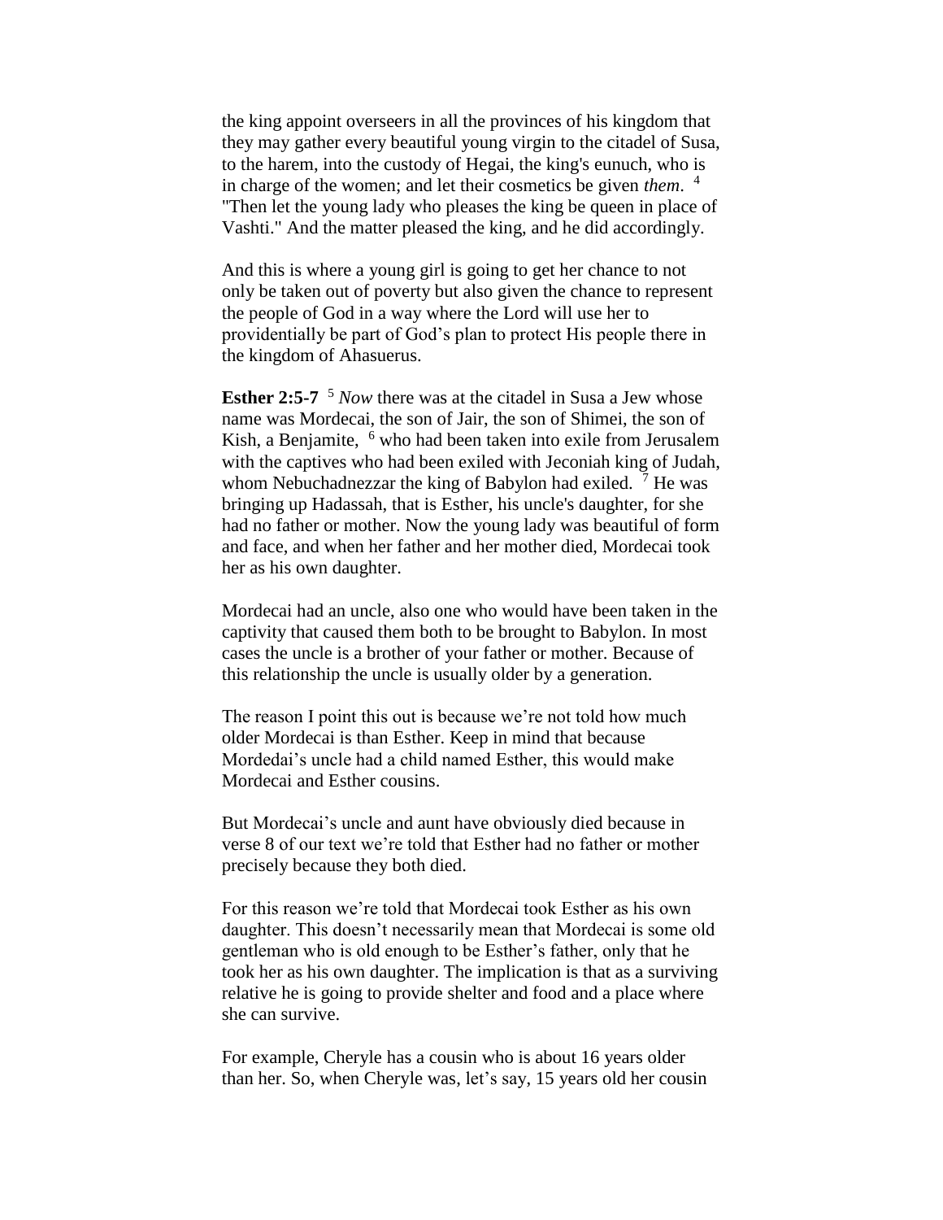the king appoint overseers in all the provinces of his kingdom that they may gather every beautiful young virgin to the citadel of Susa, to the harem, into the custody of Hegai, the king's eunuch, who is in charge of the women; and let their cosmetics be given *them*. [4] "Then let the young lady who pleases the king be queen in place of Vashti." And the matter pleased the king, and he did accordingly.

And this is where a young girl is going to get her chance to not only be taken out of poverty but also given the chance to represent the people of God in a way where the Lord will use her to providentially be part of God's plan to protect His people there in the kingdom of Ahasuerus.

**Esther 2:5-7** [5] *Now* there was at the citadel in Susa a Jew whose name was Mordecai, the son of Jair, the son of Shimei, the son of Kish, a Benjamite, [6] who had been taken into exile from Jerusalem with the captives who had been exiled with Jeconiah king of Judah, whom Nebuchadnezzar the king of Babylon had exiled. [7] He was bringing up Hadassah, that is Esther, his uncle's daughter, for she had no father or mother. Now the young lady was beautiful of form and face, and when her father and her mother died, Mordecai took her as his own daughter.

Mordecai had an uncle, also one who would have been taken in the captivity that caused them both to be brought to Babylon. In most cases the uncle is a brother of your father or mother. Because of this relationship the uncle is usually older by a generation.

The reason I point this out is because we're not told how much older Mordecai is than Esther. Keep in mind that because Mordedai's uncle had a child named Esther, this would make Mordecai and Esther cousins.

But Mordecai's uncle and aunt have obviously died because in verse 8 of our text we're told that Esther had no father or mother precisely because they both died.

For this reason we're told that Mordecai took Esther as his own daughter. This doesn't necessarily mean that Mordecai is some old gentleman who is old enough to be Esther's father, only that he took her as his own daughter. The implication is that as a surviving relative he is going to provide shelter and food and a place where she can survive.

For example, Cheryle has a cousin who is about 16 years older than her. So, when Cheryle was, let's say, 15 years old her cousin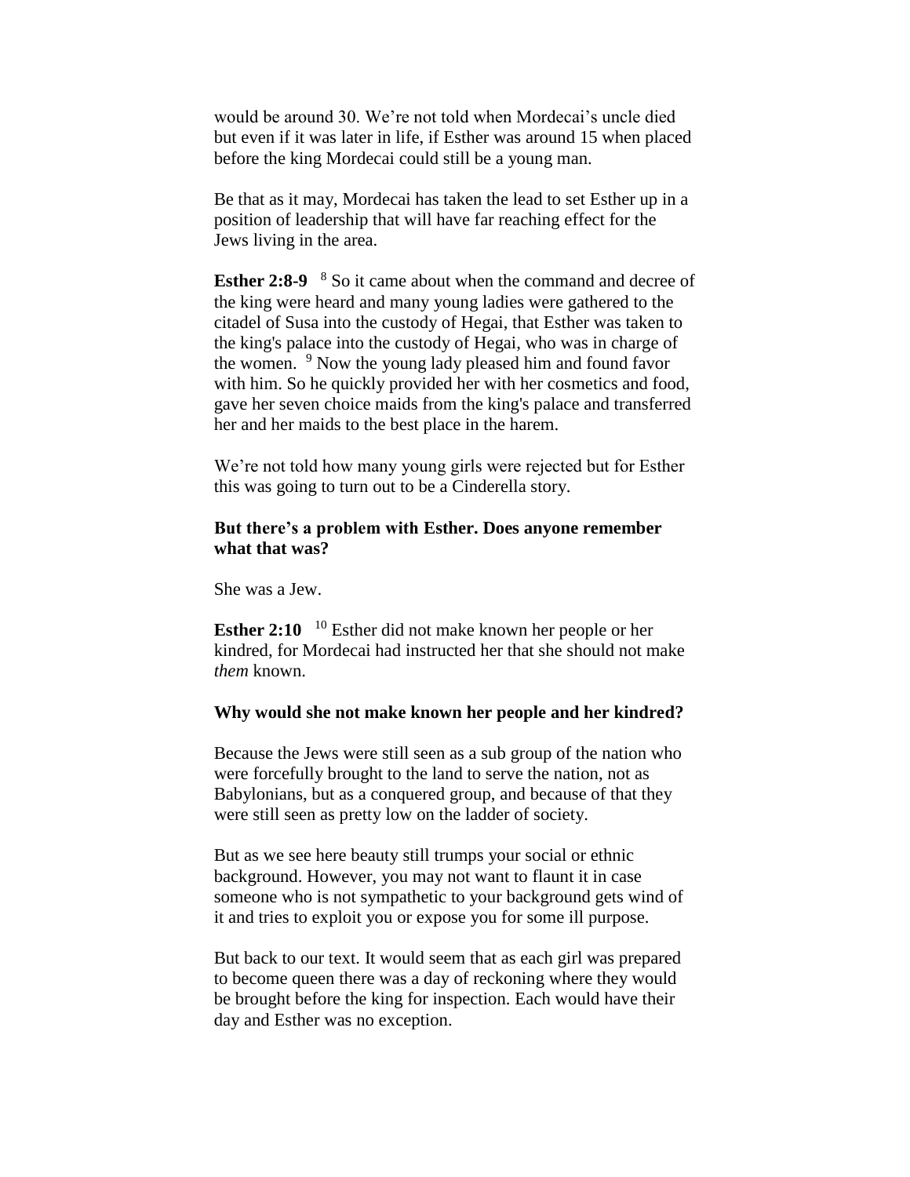would be around 30. We're not told when Mordecai's uncle died but even if it was later in life, if Esther was around 15 when placed before the king Mordecai could still be a young man.

Be that as it may, Mordecai has taken the lead to set Esther up in a position of leadership that will have far reaching effect for the Jews living in the area.

**Esther 2:8-9** [8] So it came about when the command and decree of the king were heard and many young ladies were gathered to the citadel of Susa into the custody of Hegai, that Esther was taken to the king's palace into the custody of Hegai, who was in charge of the women. [9] Now the young lady pleased him and found favor with him. So he quickly provided her with her cosmetics and food, gave her seven choice maids from the king's palace and transferred her and her maids to the best place in the harem.

We're not told how many young girls were rejected but for Esther this was going to turn out to be a Cinderella story.

**But there's a problem with Esther. Does anyone remember what that was?**

She was a Jew.

**Esther 2:10** [10] Esther did not make known her people or her kindred, for Mordecai had instructed her that she should not make *them* known.

**Why would she not make known her people and her kindred?**

Because the Jews were still seen as a sub group of the nation who were forcefully brought to the land to serve the nation, not as Babylonians, but as a conquered group, and because of that they were still seen as pretty low on the ladder of society.

But as we see here beauty still trumps your social or ethnic background. However, you may not want to flaunt it in case someone who is not sympathetic to your background gets wind of it and tries to exploit you or expose you for some ill purpose.

But back to our text. It would seem that as each girl was prepared to become queen there was a day of reckoning where they would be brought before the king for inspection. Each would have their day and Esther was no exception.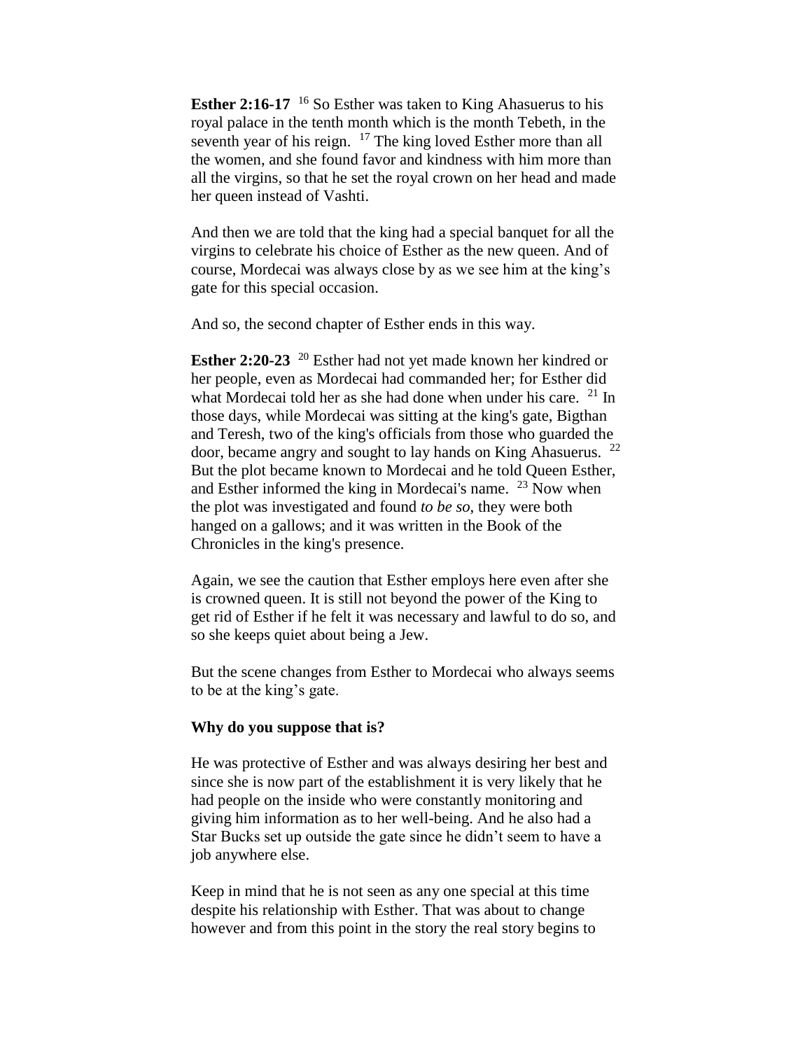**Esther 2:16-17** [16] So Esther was taken to King Ahasuerus to his royal palace in the tenth month which is the month Tebeth, in the seventh year of his reign. [17] The king loved Esther more than all the women, and she found favor and kindness with him more than all the virgins, so that he set the royal crown on her head and made her queen instead of Vashti.

And then we are told that the king had a special banquet for all the virgins to celebrate his choice of Esther as the new queen. And of course, Mordecai was always close by as we see him at the king's gate for this special occasion.

And so, the second chapter of Esther ends in this way.

**Esther 2:20-23** [20] Esther had not yet made known her kindred or her people, even as Mordecai had commanded her; for Esther did what Mordecai told her as she had done when under his care. [21] In those days, while Mordecai was sitting at the king's gate, Bigthan and Teresh, two of the king's officials from those who guarded the door, became angry and sought to lay hands on King Ahasuerus. [22] But the plot became known to Mordecai and he told Queen Esther, and Esther informed the king in Mordecai's name. [23] Now when the plot was investigated and found *to be so*, they were both hanged on a gallows; and it was written in the Book of the Chronicles in the king's presence.

Again, we see the caution that Esther employs here even after she is crowned queen. It is still not beyond the power of the King to get rid of Esther if he felt it was necessary and lawful to do so, and so she keeps quiet about being a Jew.

But the scene changes from Esther to Mordecai who always seems to be at the king's gate.

**Why do you suppose that is?**

He was protective of Esther and was always desiring her best and since she is now part of the establishment it is very likely that he had people on the inside who were constantly monitoring and giving him information as to her well-being. And he also had a Star Bucks set up outside the gate since he didn't seem to have a job anywhere else.

Keep in mind that he is not seen as any one special at this time despite his relationship with Esther. That was about to change however and from this point in the story the real story begins to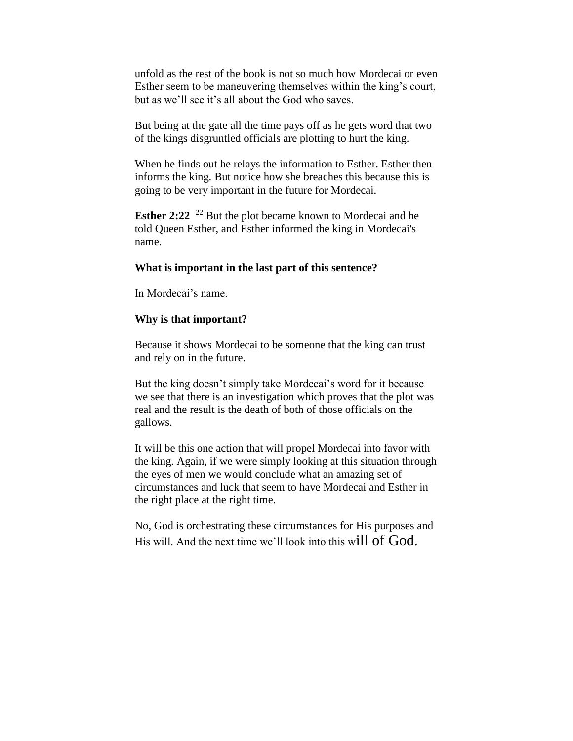unfold as the rest of the book is not so much how Mordecai or even Esther seem to be maneuvering themselves within the king's court, but as we'll see it's all about the God who saves.

But being at the gate all the time pays off as he gets word that two of the kings disgruntled officials are plotting to hurt the king.

When he finds out he relays the information to Esther. Esther then informs the king. But notice how she breaches this because this is going to be very important in the future for Mordecai.

**Esther 2:22** [22] But the plot became known to Mordecai and he told Queen Esther, and Esther informed the king in Mordecai's name.

**What is important in the last part of this sentence?**

In Mordecai's name.

**Why is that important?**

Because it shows Mordecai to be someone that the king can trust and rely on in the future.

But the king doesn't simply take Mordecai's word for it because we see that there is an investigation which proves that the plot was real and the result is the death of both of those officials on the gallows.

It will be this one action that will propel Mordecai into favor with the king. Again, if we were simply looking at this situation through the eyes of men we would conclude what an amazing set of circumstances and luck that seem to have Mordecai and Esther in the right place at the right time.

No, God is orchestrating these circumstances for His purposes and His will. And the next time we'll look into this will of God.